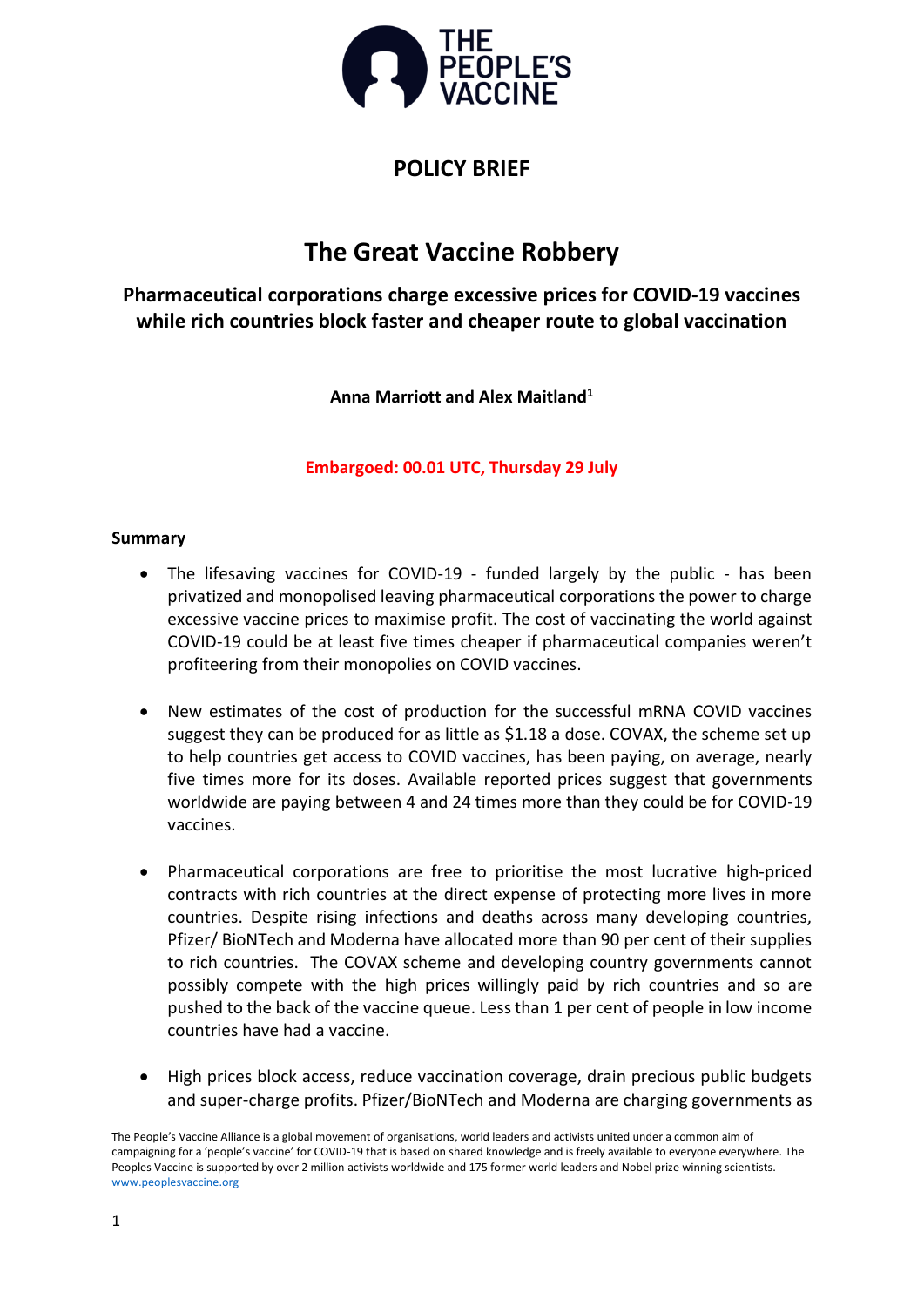**POLICY BRIEF**

# The Great Vaccine Robbery

## Pharmaceutical corporations charge excessive prices for COVID-19 vaccines while rich countries block faster and cheaper route to global vaccination

**Anna Marriott and Alex Maitland[1]**

**Embargoed: 00.01 UTC, Thursday 29 July**

### Summary

- The lifesaving vaccines for COVID-19 - funded largely by the public - has been privatized and monopolised leaving pharmaceutical corporations the power to charge excessive vaccine prices to maximise profit. The cost of vaccinating the world against COVID-19 could be at least five times cheaper if pharmaceutical companies weren't profiteering from their monopolies on COVID vaccines.

- New estimates of the cost of production for the successful mRNA COVID vaccines suggest they can be produced for as little as $1.18 a dose. COVAX, the scheme set up to help countries get access to COVID vaccines, has been paying, on average, nearly five times more for its doses. Available reported prices suggest that governments worldwide are paying between 4 and 24 times more than they could be for COVID-19 vaccines.

- Pharmaceutical corporations are free to prioritise the most lucrative high-priced contracts with rich countries at the direct expense of protecting more lives in more countries. Despite rising infections and deaths across many developing countries, Pfizer/ BioNTech and Moderna have allocated more than 90 per cent of their supplies to rich countries. The COVAX scheme and developing country governments cannot possibly compete with the high prices willingly paid by rich countries and so are pushed to the back of the vaccine queue. Less than 1 per cent of people in low income countries have had a vaccine.

- High prices block access, reduce vaccination coverage, drain precious public budgets and super-charge profits. Pfizer/BioNTech and Moderna are charging governments as

The People's Vaccine Alliance is a global movement of organisations, world leaders and activists united under a common aim of campaigning for a 'people's vaccine' for COVID-19 that is based on shared knowledge and is freely available to everyone everywhere. The Peoples Vaccine is supported by over 2 million activists worldwide and 175 former world leaders and Nobel prize winning scientists. www.peoplesvaccine.org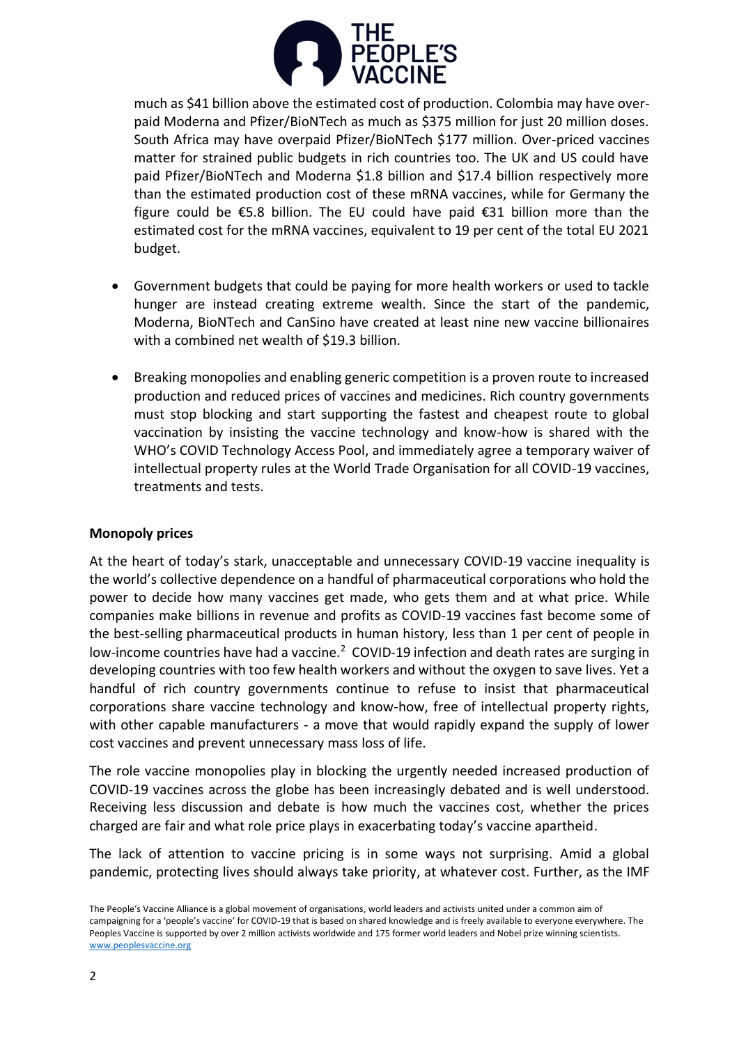much as $41 billion above the estimated cost of production. Colombia may have over-paid Moderna and Pfizer/BioNTech as much as $375 million for just 20 million doses. South Africa may have overpaid Pfizer/BioNTech $177 million. Over-priced vaccines matter for strained public budgets in rich countries too. The UK and US could have paid Pfizer/BioNTech and Moderna $1.8 billion and $17.4 billion respectively more than the estimated production cost of these mRNA vaccines, while for Germany the figure could be €5.8 billion. The EU could have paid €31 billion more than the estimated cost for the mRNA vaccines, equivalent to 19 per cent of the total EU 2021 budget.

- Government budgets that could be paying for more health workers or used to tackle hunger are instead creating extreme wealth. Since the start of the pandemic, Moderna, BioNTech and CanSino have created at least nine new vaccine billionaires with a combined net wealth of $19.3 billion.
- Breaking monopolies and enabling generic competition is a proven route to increased production and reduced prices of vaccines and medicines. Rich country governments must stop blocking and start supporting the fastest and cheapest route to global vaccination by insisting the vaccine technology and know-how is shared with the WHO's COVID Technology Access Pool, and immediately agree a temporary waiver of intellectual property rules at the World Trade Organisation for all COVID-19 vaccines, treatments and tests.

**Monopoly prices**

At the heart of today's stark, unacceptable and unnecessary COVID-19 vaccine inequality is the world's collective dependence on a handful of pharmaceutical corporations who hold the power to decide how many vaccines get made, who gets them and at what price. While companies make billions in revenue and profits as COVID-19 vaccines fast become some of the best-selling pharmaceutical products in human history, less than 1 per cent of people in low-income countries have had a vaccine.[2] COVID-19 infection and death rates are surging in developing countries with too few health workers and without the oxygen to save lives. Yet a handful of rich country governments continue to refuse to insist that pharmaceutical corporations share vaccine technology and know-how, free of intellectual property rights, with other capable manufacturers - a move that would rapidly expand the supply of lower cost vaccines and prevent unnecessary mass loss of life.

The role vaccine monopolies play in blocking the urgently needed increased production of COVID-19 vaccines across the globe has been increasingly debated and is well understood. Receiving less discussion and debate is how much the vaccines cost, whether the prices charged are fair and what role price plays in exacerbating today's vaccine apartheid.

The lack of attention to vaccine pricing is in some ways not surprising. Amid a global pandemic, protecting lives should always take priority, at whatever cost. Further, as the IMF

The People's Vaccine Alliance is a global movement of organisations, world leaders and activists united under a common aim of campaigning for a 'people's vaccine' for COVID-19 that is based on shared knowledge and is freely available to everyone everywhere. The Peoples Vaccine is supported by over 2 million activists worldwide and 175 former world leaders and Nobel prize winning scientists. www.peoplesvaccine.org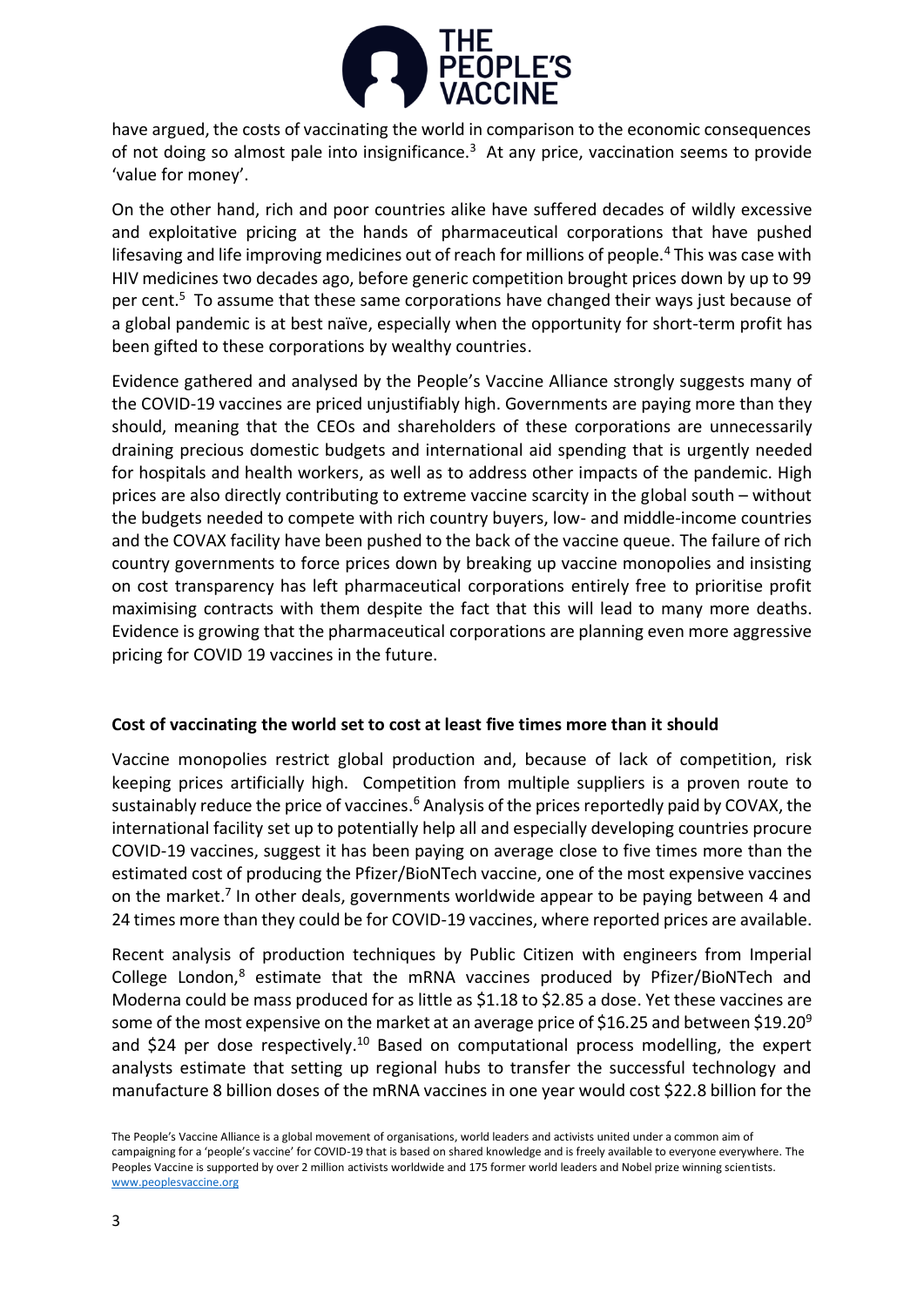have argued, the costs of vaccinating the world in comparison to the economic consequences of not doing so almost pale into insignificance.[3] At any price, vaccination seems to provide 'value for money'.

On the other hand, rich and poor countries alike have suffered decades of wildly excessive and exploitative pricing at the hands of pharmaceutical corporations that have pushed lifesaving and life improving medicines out of reach for millions of people.[4] This was case with HIV medicines two decades ago, before generic competition brought prices down by up to 99 per cent.[5] To assume that these same corporations have changed their ways just because of a global pandemic is at best naïve, especially when the opportunity for short-term profit has been gifted to these corporations by wealthy countries.

Evidence gathered and analysed by the People's Vaccine Alliance strongly suggests many of the COVID-19 vaccines are priced unjustifiably high. Governments are paying more than they should, meaning that the CEOs and shareholders of these corporations are unnecessarily draining precious domestic budgets and international aid spending that is urgently needed for hospitals and health workers, as well as to address other impacts of the pandemic. High prices are also directly contributing to extreme vaccine scarcity in the global south – without the budgets needed to compete with rich country buyers, low- and middle-income countries and the COVAX facility have been pushed to the back of the vaccine queue. The failure of rich country governments to force prices down by breaking up vaccine monopolies and insisting on cost transparency has left pharmaceutical corporations entirely free to prioritise profit maximising contracts with them despite the fact that this will lead to many more deaths. Evidence is growing that the pharmaceutical corporations are planning even more aggressive pricing for COVID 19 vaccines in the future.

**Cost of vaccinating the world set to cost at least five times more than it should**

Vaccine monopolies restrict global production and, because of lack of competition, risk keeping prices artificially high. Competition from multiple suppliers is a proven route to sustainably reduce the price of vaccines.[6] Analysis of the prices reportedly paid by COVAX, the international facility set up to potentially help all and especially developing countries procure COVID-19 vaccines, suggest it has been paying on average close to five times more than the estimated cost of producing the Pfizer/BioNTech vaccine, one of the most expensive vaccines on the market.[7] In other deals, governments worldwide appear to be paying between 4 and 24 times more than they could be for COVID-19 vaccines, where reported prices are available.

Recent analysis of production techniques by Public Citizen with engineers from Imperial College London,[8] estimate that the mRNA vaccines produced by Pfizer/BioNTech and Moderna could be mass produced for as little as $1.18 to $2.85 a dose. Yet these vaccines are some of the most expensive on the market at an average price of $16.25 and between $19.20[9] and $24 per dose respectively.[10] Based on computational process modelling, the expert analysts estimate that setting up regional hubs to transfer the successful technology and manufacture 8 billion doses of the mRNA vaccines in one year would cost $22.8 billion for the

The People's Vaccine Alliance is a global movement of organisations, world leaders and activists united under a common aim of campaigning for a 'people's vaccine' for COVID-19 that is based on shared knowledge and is freely available to everyone everywhere. The Peoples Vaccine is supported by over 2 million activists worldwide and 175 former world leaders and Nobel prize winning scientists. www.peoplesvaccine.org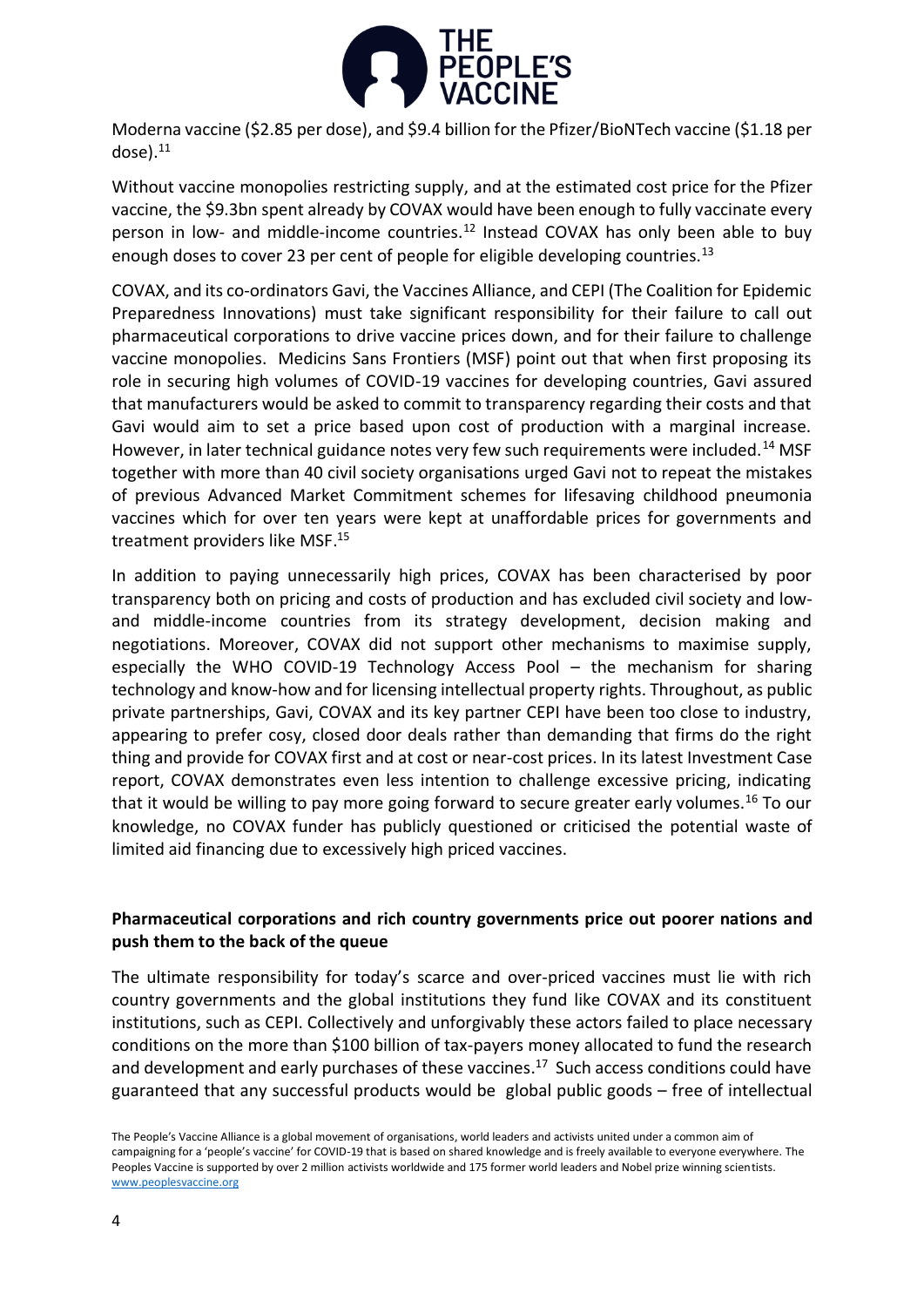Moderna vaccine ($2.85 per dose), and $9.4 billion for the Pfizer/BioNTech vaccine ($1.18 per dose).[11]

Without vaccine monopolies restricting supply, and at the estimated cost price for the Pfizer vaccine, the $9.3bn spent already by COVAX would have been enough to fully vaccinate every person in low- and middle-income countries.[12] Instead COVAX has only been able to buy enough doses to cover 23 per cent of people for eligible developing countries.[13]

COVAX, and its co-ordinators Gavi, the Vaccines Alliance, and CEPI (The Coalition for Epidemic Preparedness Innovations) must take significant responsibility for their failure to call out pharmaceutical corporations to drive vaccine prices down, and for their failure to challenge vaccine monopolies. Medicins Sans Frontiers (MSF) point out that when first proposing its role in securing high volumes of COVID-19 vaccines for developing countries, Gavi assured that manufacturers would be asked to commit to transparency regarding their costs and that Gavi would aim to set a price based upon cost of production with a marginal increase. However, in later technical guidance notes very few such requirements were included.[14] MSF together with more than 40 civil society organisations urged Gavi not to repeat the mistakes of previous Advanced Market Commitment schemes for lifesaving childhood pneumonia vaccines which for over ten years were kept at unaffordable prices for governments and treatment providers like MSF.[15]

In addition to paying unnecessarily high prices, COVAX has been characterised by poor transparency both on pricing and costs of production and has excluded civil society and low- and middle-income countries from its strategy development, decision making and negotiations. Moreover, COVAX did not support other mechanisms to maximise supply, especially the WHO COVID-19 Technology Access Pool – the mechanism for sharing technology and know-how and for licensing intellectual property rights. Throughout, as public private partnerships, Gavi, COVAX and its key partner CEPI have been too close to industry, appearing to prefer cosy, closed door deals rather than demanding that firms do the right thing and provide for COVAX first and at cost or near-cost prices. In its latest Investment Case report, COVAX demonstrates even less intention to challenge excessive pricing, indicating that it would be willing to pay more going forward to secure greater early volumes.[16] To our knowledge, no COVAX funder has publicly questioned or criticised the potential waste of limited aid financing due to excessively high priced vaccines.

**Pharmaceutical corporations and rich country governments price out poorer nations and push them to the back of the queue**

The ultimate responsibility for today's scarce and over-priced vaccines must lie with rich country governments and the global institutions they fund like COVAX and its constituent institutions, such as CEPI. Collectively and unforgivably these actors failed to place necessary conditions on the more than $100 billion of tax-payers money allocated to fund the research and development and early purchases of these vaccines.[17] Such access conditions could have guaranteed that any successful products would be global public goods – free of intellectual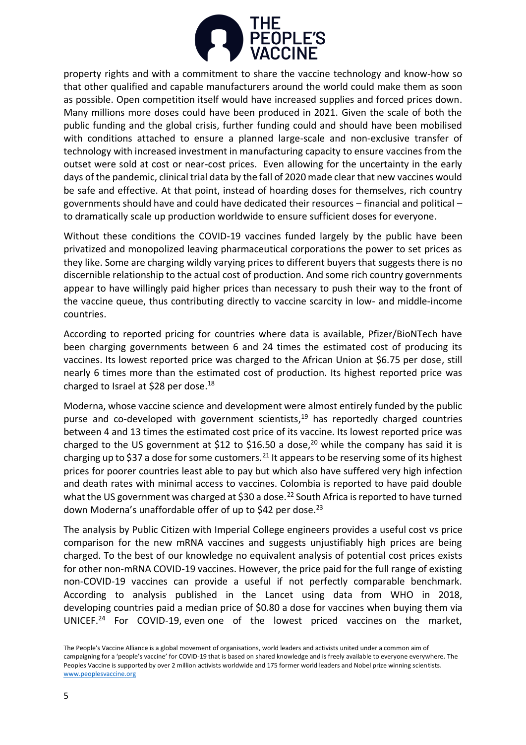property rights and with a commitment to share the vaccine technology and know-how so that other qualified and capable manufacturers around the world could make them as soon as possible. Open competition itself would have increased supplies and forced prices down. Many millions more doses could have been produced in 2021. Given the scale of both the public funding and the global crisis, further funding could and should have been mobilised with conditions attached to ensure a planned large-scale and non-exclusive transfer of technology with increased investment in manufacturing capacity to ensure vaccines from the outset were sold at cost or near-cost prices. Even allowing for the uncertainty in the early days of the pandemic, clinical trial data by the fall of 2020 made clear that new vaccines would be safe and effective. At that point, instead of hoarding doses for themselves, rich country governments should have and could have dedicated their resources – financial and political – to dramatically scale up production worldwide to ensure sufficient doses for everyone.

Without these conditions the COVID-19 vaccines funded largely by the public have been privatized and monopolized leaving pharmaceutical corporations the power to set prices as they like. Some are charging wildly varying prices to different buyers that suggests there is no discernible relationship to the actual cost of production. And some rich country governments appear to have willingly paid higher prices than necessary to push their way to the front of the vaccine queue, thus contributing directly to vaccine scarcity in low- and middle-income countries.

According to reported pricing for countries where data is available, Pfizer/BioNTech have been charging governments between 6 and 24 times the estimated cost of producing its vaccines. Its lowest reported price was charged to the African Union at $6.75 per dose, still nearly 6 times more than the estimated cost of production. Its highest reported price was charged to Israel at $28 per dose.[18]

Moderna, whose vaccine science and development were almost entirely funded by the public purse and co-developed with government scientists,[19] has reportedly charged countries between 4 and 13 times the estimated cost price of its vaccine. Its lowest reported price was charged to the US government at $12 to $16.50 a dose,[20] while the company has said it is charging up to $37 a dose for some customers.[21] It appears to be reserving some of its highest prices for poorer countries least able to pay but which also have suffered very high infection and death rates with minimal access to vaccines. Colombia is reported to have paid double what the US government was charged at $30 a dose.[22] South Africa is reported to have turned down Moderna's unaffordable offer of up to $42 per dose.[23]

The analysis by Public Citizen with Imperial College engineers provides a useful cost vs price comparison for the new mRNA vaccines and suggests unjustifiably high prices are being charged. To the best of our knowledge no equivalent analysis of potential cost prices exists for other non-mRNA COVID-19 vaccines. However, the price paid for the full range of existing non-COVID-19 vaccines can provide a useful if not perfectly comparable benchmark. According to analysis published in the Lancet using data from WHO in 2018, developing countries paid a median price of $0.80 a dose for vaccines when buying them via UNICEF.[24] For COVID-19, even one of the lowest priced vaccines on the market,

The People's Vaccine Alliance is a global movement of organisations, world leaders and activists united under a common aim of campaigning for a 'people's vaccine' for COVID-19 that is based on shared knowledge and is freely available to everyone everywhere. The Peoples Vaccine is supported by over 2 million activists worldwide and 175 former world leaders and Nobel prize winning scientists. www.peoplesvaccine.org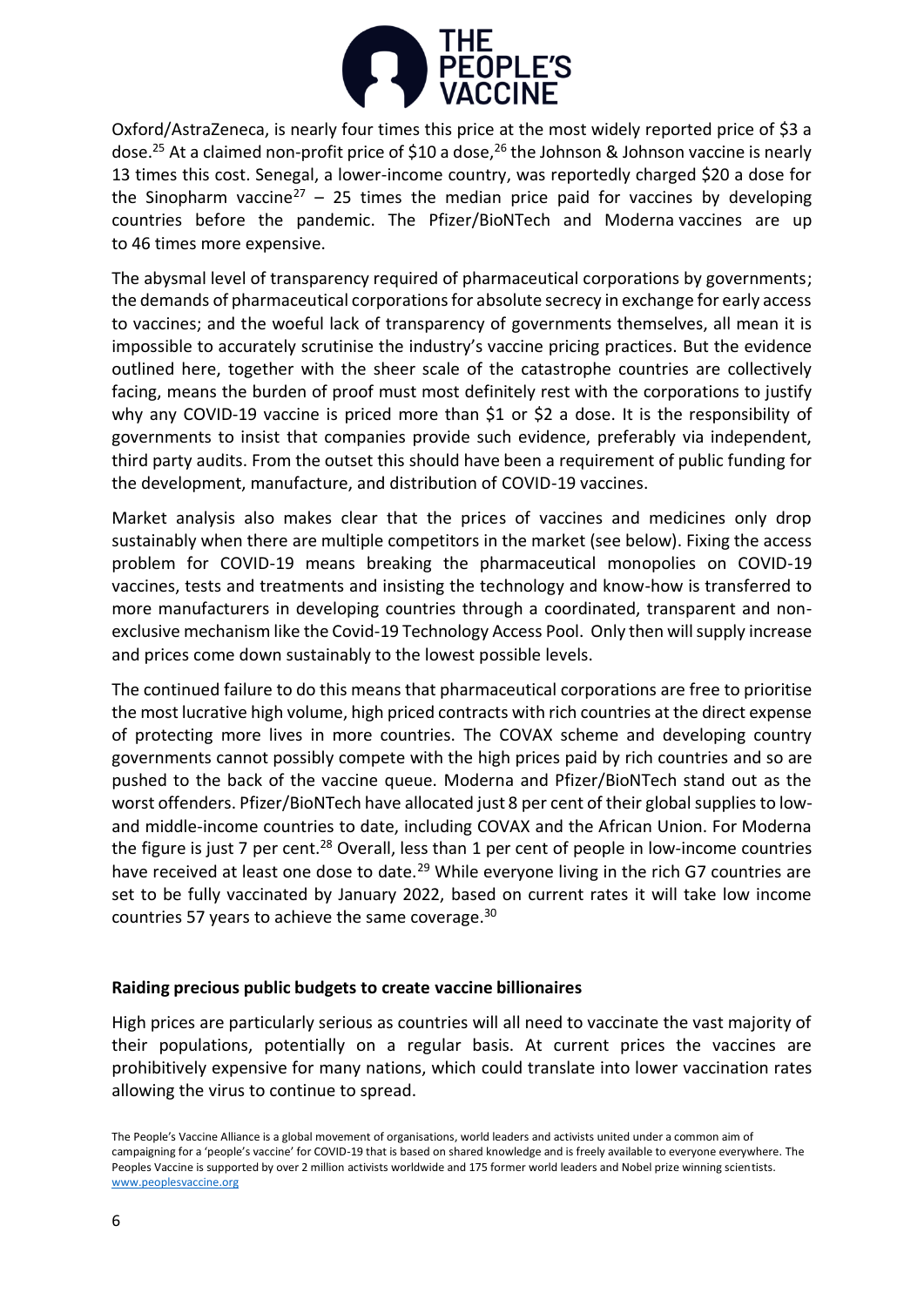Oxford/AstraZeneca, is nearly four times this price at the most widely reported price of $3 a dose.[25] At a claimed non-profit price of $10 a dose,[26] the Johnson & Johnson vaccine is nearly 13 times this cost. Senegal, a lower-income country, was reportedly charged $20 a dose for the Sinopharm vaccine[27] – 25 times the median price paid for vaccines by developing countries before the pandemic. The Pfizer/BioNTech and Moderna vaccines are up to 46 times more expensive.

The abysmal level of transparency required of pharmaceutical corporations by governments; the demands of pharmaceutical corporations for absolute secrecy in exchange for early access to vaccines; and the woeful lack of transparency of governments themselves, all mean it is impossible to accurately scrutinise the industry's vaccine pricing practices. But the evidence outlined here, together with the sheer scale of the catastrophe countries are collectively facing, means the burden of proof must most definitely rest with the corporations to justify why any COVID-19 vaccine is priced more than $1 or $2 a dose. It is the responsibility of governments to insist that companies provide such evidence, preferably via independent, third party audits. From the outset this should have been a requirement of public funding for the development, manufacture, and distribution of COVID-19 vaccines.

Market analysis also makes clear that the prices of vaccines and medicines only drop sustainably when there are multiple competitors in the market (see below). Fixing the access problem for COVID-19 means breaking the pharmaceutical monopolies on COVID-19 vaccines, tests and treatments and insisting the technology and know-how is transferred to more manufacturers in developing countries through a coordinated, transparent and non-exclusive mechanism like the Covid-19 Technology Access Pool. Only then will supply increase and prices come down sustainably to the lowest possible levels.

The continued failure to do this means that pharmaceutical corporations are free to prioritise the most lucrative high volume, high priced contracts with rich countries at the direct expense of protecting more lives in more countries. The COVAX scheme and developing country governments cannot possibly compete with the high prices paid by rich countries and so are pushed to the back of the vaccine queue. Moderna and Pfizer/BioNTech stand out as the worst offenders. Pfizer/BioNTech have allocated just 8 per cent of their global supplies to low- and middle-income countries to date, including COVAX and the African Union. For Moderna the figure is just 7 per cent.[28] Overall, less than 1 per cent of people in low-income countries have received at least one dose to date.[29] While everyone living in the rich G7 countries are set to be fully vaccinated by January 2022, based on current rates it will take low income countries 57 years to achieve the same coverage.[30]

**Raiding precious public budgets to create vaccine billionaires**

High prices are particularly serious as countries will all need to vaccinate the vast majority of their populations, potentially on a regular basis. At current prices the vaccines are prohibitively expensive for many nations, which could translate into lower vaccination rates allowing the virus to continue to spread.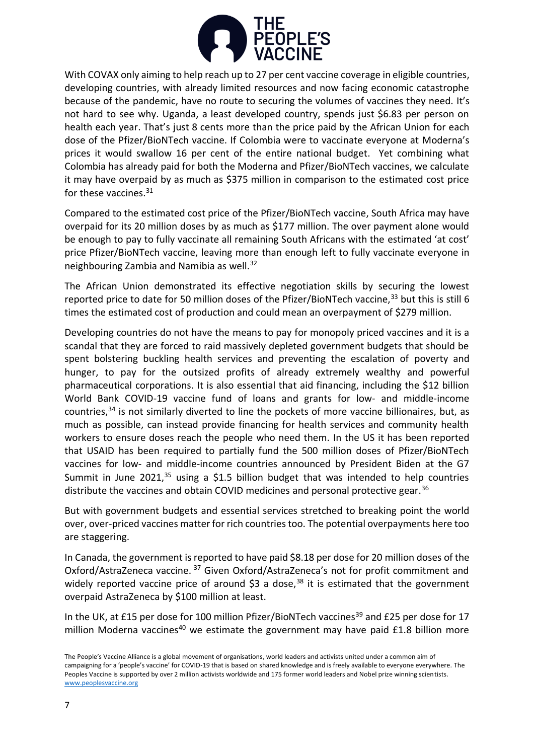With COVAX only aiming to help reach up to 27 per cent vaccine coverage in eligible countries, developing countries, with already limited resources and now facing economic catastrophe because of the pandemic, have no route to securing the volumes of vaccines they need. It's not hard to see why. Uganda, a least developed country, spends just $6.83 per person on health each year. That's just 8 cents more than the price paid by the African Union for each dose of the Pfizer/BioNTech vaccine. If Colombia were to vaccinate everyone at Moderna's prices it would swallow 16 per cent of the entire national budget. Yet combining what Colombia has already paid for both the Moderna and Pfizer/BioNTech vaccines, we calculate it may have overpaid by as much as $375 million in comparison to the estimated cost price for these vaccines.[31]

Compared to the estimated cost price of the Pfizer/BioNTech vaccine, South Africa may have overpaid for its 20 million doses by as much as $177 million. The over payment alone would be enough to pay to fully vaccinate all remaining South Africans with the estimated 'at cost' price Pfizer/BioNTech vaccine, leaving more than enough left to fully vaccinate everyone in neighbouring Zambia and Namibia as well.[32]

The African Union demonstrated its effective negotiation skills by securing the lowest reported price to date for 50 million doses of the Pfizer/BioNTech vaccine,[33] but this is still 6 times the estimated cost of production and could mean an overpayment of $279 million.

Developing countries do not have the means to pay for monopoly priced vaccines and it is a scandal that they are forced to raid massively depleted government budgets that should be spent bolstering buckling health services and preventing the escalation of poverty and hunger, to pay for the outsized profits of already extremely wealthy and powerful pharmaceutical corporations. It is also essential that aid financing, including the $12 billion World Bank COVID-19 vaccine fund of loans and grants for low- and middle-income countries,[34] is not similarly diverted to line the pockets of more vaccine billionaires, but, as much as possible, can instead provide financing for health services and community health workers to ensure doses reach the people who need them. In the US it has been reported that USAID has been required to partially fund the 500 million doses of Pfizer/BioNTech vaccines for low- and middle-income countries announced by President Biden at the G7 Summit in June 2021,[35] using a $1.5 billion budget that was intended to help countries distribute the vaccines and obtain COVID medicines and personal protective gear.[36]

But with government budgets and essential services stretched to breaking point the world over, over-priced vaccines matter for rich countries too. The potential overpayments here too are staggering.

In Canada, the government is reported to have paid $8.18 per dose for 20 million doses of the Oxford/AstraZeneca vaccine.[37] Given Oxford/AstraZeneca's not for profit commitment and widely reported vaccine price of around $3 a dose,[38] it is estimated that the government overpaid AstraZeneca by $100 million at least.

In the UK, at £15 per dose for 100 million Pfizer/BioNTech vaccines[39] and £25 per dose for 17 million Moderna vaccines[40] we estimate the government may have paid £1.8 billion more

The People's Vaccine Alliance is a global movement of organisations, world leaders and activists united under a common aim of campaigning for a 'people's vaccine' for COVID-19 that is based on shared knowledge and is freely available to everyone everywhere. The Peoples Vaccine is supported by over 2 million activists worldwide and 175 former world leaders and Nobel prize winning scientists. www.peoplesvaccine.org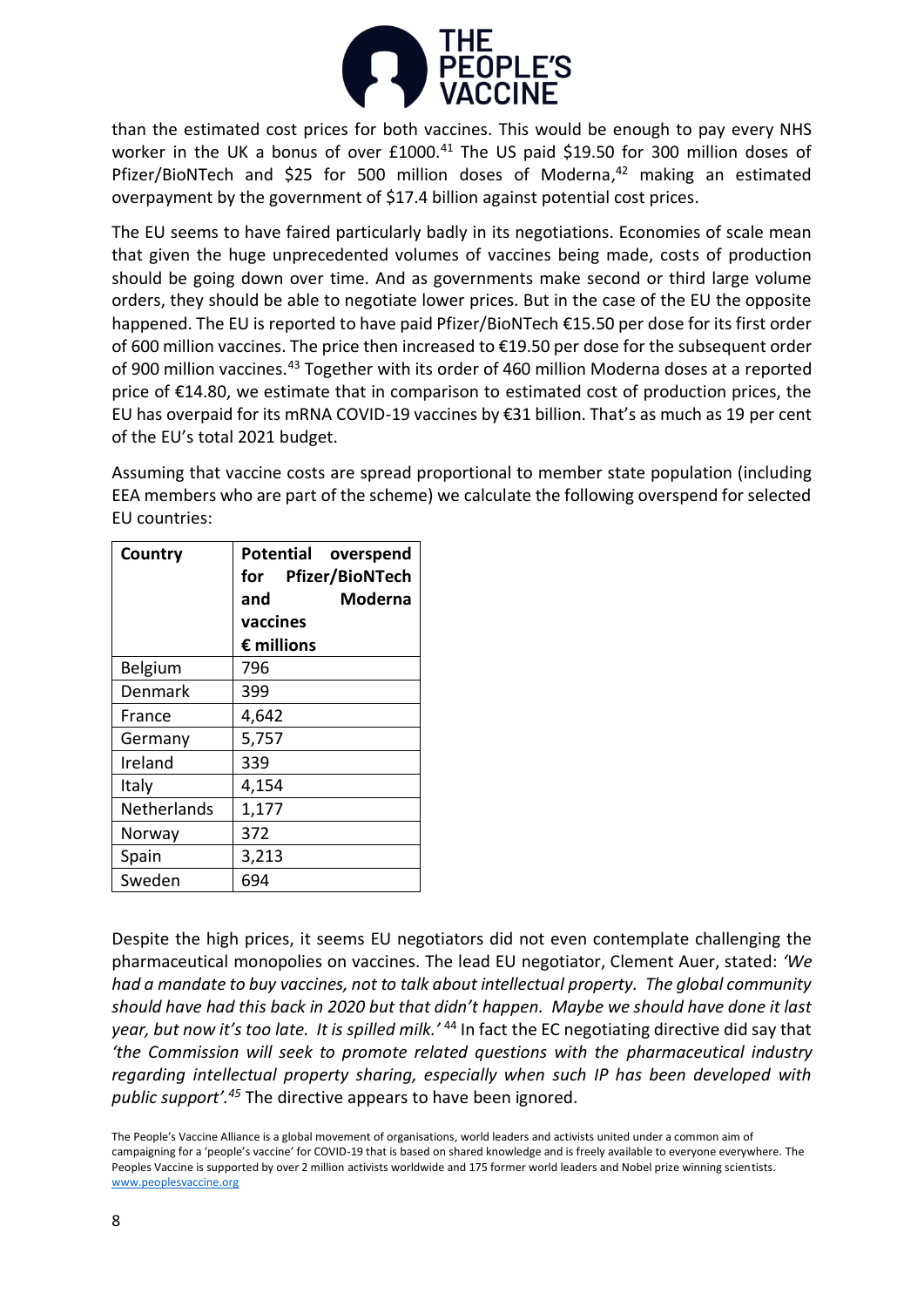than the estimated cost prices for both vaccines. This would be enough to pay every NHS worker in the UK a bonus of over £1000.[41] The US paid $19.50 for 300 million doses of Pfizer/BioNTech and $25 for 500 million doses of Moderna,[42] making an estimated overpayment by the government of $17.4 billion against potential cost prices.

The EU seems to have faired particularly badly in its negotiations. Economies of scale mean that given the huge unprecedented volumes of vaccines being made, costs of production should be going down over time. And as governments make second or third large volume orders, they should be able to negotiate lower prices. But in the case of the EU the opposite happened. The EU is reported to have paid Pfizer/BioNTech €15.50 per dose for its first order of 600 million vaccines. The price then increased to €19.50 per dose for the subsequent order of 900 million vaccines.[43] Together with its order of 460 million Moderna doses at a reported price of €14.80, we estimate that in comparison to estimated cost of production prices, the EU has overpaid for its mRNA COVID-19 vaccines by €31 billion. That's as much as 19 per cent of the EU's total 2021 budget.

Assuming that vaccine costs are spread proportional to member state population (including EEA members who are part of the scheme) we calculate the following overspend for selected EU countries:

| Country | Potential overspend for Pfizer/BioNTech and Moderna vaccines € millions |
|---|---|
| Belgium | 796 |
| Denmark | 399 |
| France | 4,642 |
| Germany | 5,757 |
| Ireland | 339 |
| Italy | 4,154 |
| Netherlands | 1,177 |
| Norway | 372 |
| Spain | 3,213 |
| Sweden | 694 |

Despite the high prices, it seems EU negotiators did not even contemplate challenging the pharmaceutical monopolies on vaccines. The lead EU negotiator, Clement Auer, stated: *'We had a mandate to buy vaccines, not to talk about intellectual property. The global community should have had this back in 2020 but that didn't happen. Maybe we should have done it last year, but now it's too late. It is spilled milk.'*[44] In fact the EC negotiating directive did say that *'the Commission will seek to promote related questions with the pharmaceutical industry regarding intellectual property sharing, especially when such IP has been developed with public support'.*[45] The directive appears to have been ignored.

The People's Vaccine Alliance is a global movement of organisations, world leaders and activists united under a common aim of campaigning for a 'people's vaccine' for COVID-19 that is based on shared knowledge and is freely available to everyone everywhere. The Peoples Vaccine is supported by over 2 million activists worldwide and 175 former world leaders and Nobel prize winning scientists. www.peoplesvaccine.org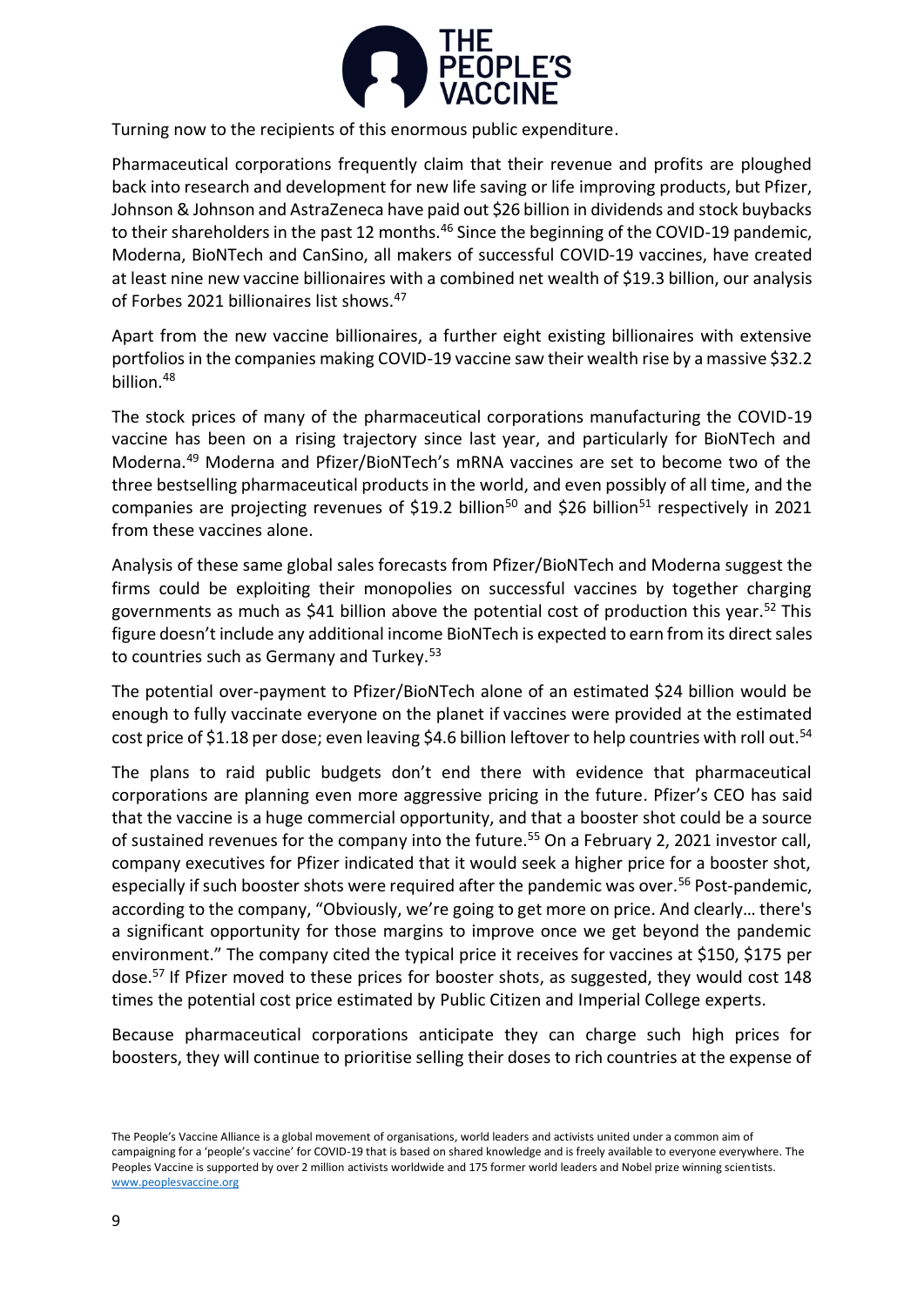Turning now to the recipients of this enormous public expenditure.

Pharmaceutical corporations frequently claim that their revenue and profits are ploughed back into research and development for new life saving or life improving products, but Pfizer, Johnson & Johnson and AstraZeneca have paid out $26 billion in dividends and stock buybacks to their shareholders in the past 12 months.[46] Since the beginning of the COVID-19 pandemic, Moderna, BioNTech and CanSino, all makers of successful COVID-19 vaccines, have created at least nine new vaccine billionaires with a combined net wealth of $19.3 billion, our analysis of Forbes 2021 billionaires list shows.[47]

Apart from the new vaccine billionaires, a further eight existing billionaires with extensive portfolios in the companies making COVID-19 vaccine saw their wealth rise by a massive $32.2 billion.[48]

The stock prices of many of the pharmaceutical corporations manufacturing the COVID-19 vaccine has been on a rising trajectory since last year, and particularly for BioNTech and Moderna.[49] Moderna and Pfizer/BioNTech's mRNA vaccines are set to become two of the three bestselling pharmaceutical products in the world, and even possibly of all time, and the companies are projecting revenues of $19.2 billion[50] and $26 billion[51] respectively in 2021 from these vaccines alone.

Analysis of these same global sales forecasts from Pfizer/BioNTech and Moderna suggest the firms could be exploiting their monopolies on successful vaccines by together charging governments as much as $41 billion above the potential cost of production this year.[52] This figure doesn't include any additional income BioNTech is expected to earn from its direct sales to countries such as Germany and Turkey.[53]

The potential over-payment to Pfizer/BioNTech alone of an estimated $24 billion would be enough to fully vaccinate everyone on the planet if vaccines were provided at the estimated cost price of $1.18 per dose; even leaving $4.6 billion leftover to help countries with roll out.[54]

The plans to raid public budgets don't end there with evidence that pharmaceutical corporations are planning even more aggressive pricing in the future. Pfizer's CEO has said that the vaccine is a huge commercial opportunity, and that a booster shot could be a source of sustained revenues for the company into the future.[55] On a February 2, 2021 investor call, company executives for Pfizer indicated that it would seek a higher price for a booster shot, especially if such booster shots were required after the pandemic was over.[56] Post-pandemic, according to the company, "Obviously, we're going to get more on price. And clearly… there's a significant opportunity for those margins to improve once we get beyond the pandemic environment." The company cited the typical price it receives for vaccines at $150, $175 per dose.[57] If Pfizer moved to these prices for booster shots, as suggested, they would cost 148 times the potential cost price estimated by Public Citizen and Imperial College experts.

Because pharmaceutical corporations anticipate they can charge such high prices for boosters, they will continue to prioritise selling their doses to rich countries at the expense of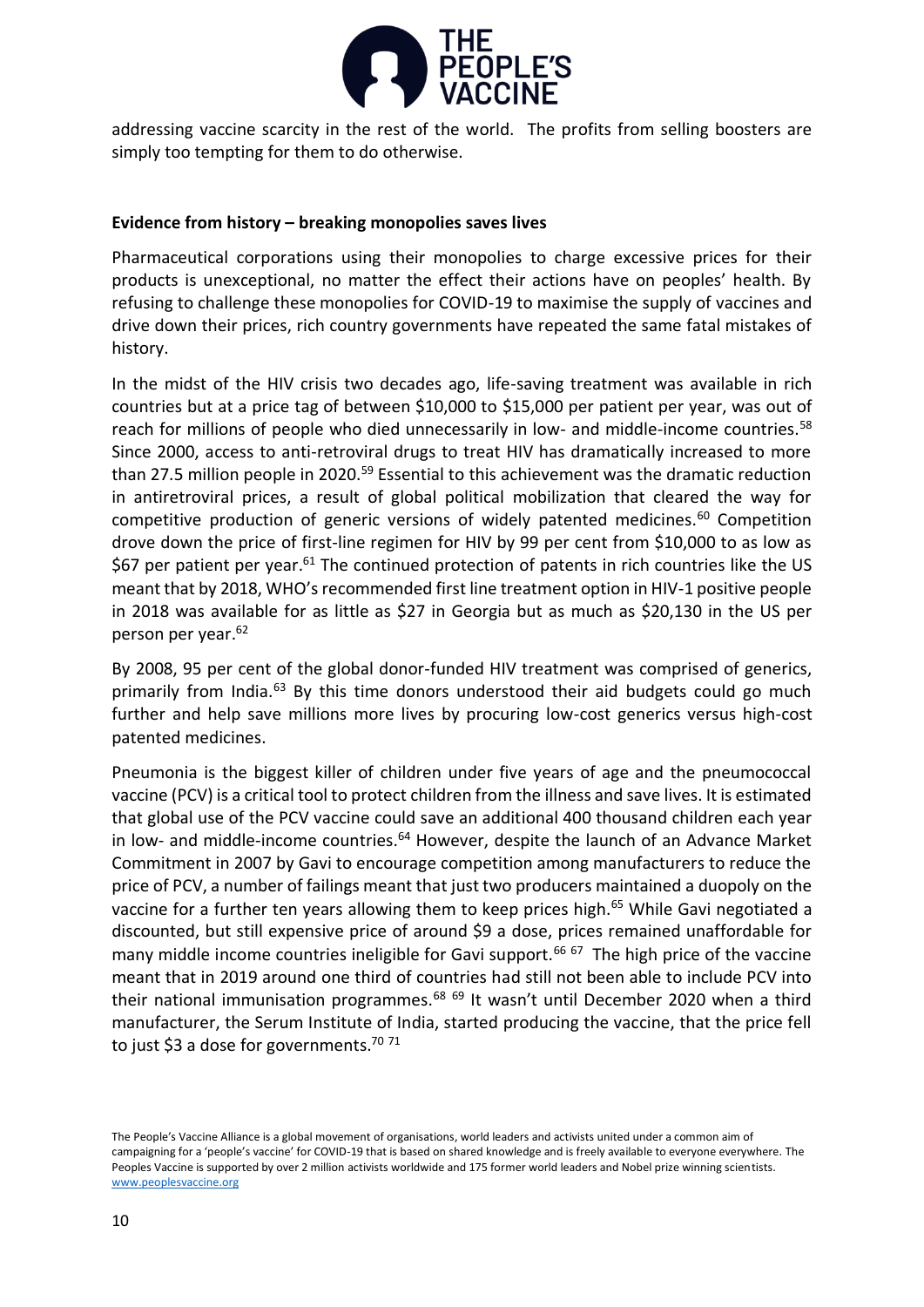addressing vaccine scarcity in the rest of the world. The profits from selling boosters are simply too tempting for them to do otherwise.

**Evidence from history – breaking monopolies saves lives**

Pharmaceutical corporations using their monopolies to charge excessive prices for their products is unexceptional, no matter the effect their actions have on peoples' health. By refusing to challenge these monopolies for COVID-19 to maximise the supply of vaccines and drive down their prices, rich country governments have repeated the same fatal mistakes of history.

In the midst of the HIV crisis two decades ago, life-saving treatment was available in rich countries but at a price tag of between \$10,000 to \$15,000 per patient per year, was out of reach for millions of people who died unnecessarily in low- and middle-income countries.[58] Since 2000, access to anti-retroviral drugs to treat HIV has dramatically increased to more than 27.5 million people in 2020.[59] Essential to this achievement was the dramatic reduction in antiretroviral prices, a result of global political mobilization that cleared the way for competitive production of generic versions of widely patented medicines.[60] Competition drove down the price of first-line regimen for HIV by 99 per cent from \$10,000 to as low as \$67 per patient per year.[61] The continued protection of patents in rich countries like the US meant that by 2018, WHO's recommended first line treatment option in HIV-1 positive people in 2018 was available for as little as \$27 in Georgia but as much as \$20,130 in the US per person per year.[62]

By 2008, 95 per cent of the global donor-funded HIV treatment was comprised of generics, primarily from India.[63] By this time donors understood their aid budgets could go much further and help save millions more lives by procuring low-cost generics versus high-cost patented medicines.

Pneumonia is the biggest killer of children under five years of age and the pneumococcal vaccine (PCV) is a critical tool to protect children from the illness and save lives. It is estimated that global use of the PCV vaccine could save an additional 400 thousand children each year in low- and middle-income countries.[64] However, despite the launch of an Advance Market Commitment in 2007 by Gavi to encourage competition among manufacturers to reduce the price of PCV, a number of failings meant that just two producers maintained a duopoly on the vaccine for a further ten years allowing them to keep prices high.[65] While Gavi negotiated a discounted, but still expensive price of around \$9 a dose, prices remained unaffordable for many middle income countries ineligible for Gavi support.[66] [67] The high price of the vaccine meant that in 2019 around one third of countries had still not been able to include PCV into their national immunisation programmes.[68] [69] It wasn't until December 2020 when a third manufacturer, the Serum Institute of India, started producing the vaccine, that the price fell to just \$3 a dose for governments.[70] [71]

The People's Vaccine Alliance is a global movement of organisations, world leaders and activists united under a common aim of campaigning for a 'people's vaccine' for COVID-19 that is based on shared knowledge and is freely available to everyone everywhere. The Peoples Vaccine is supported by over 2 million activists worldwide and 175 former world leaders and Nobel prize winning scientists. www.peoplesvaccine.org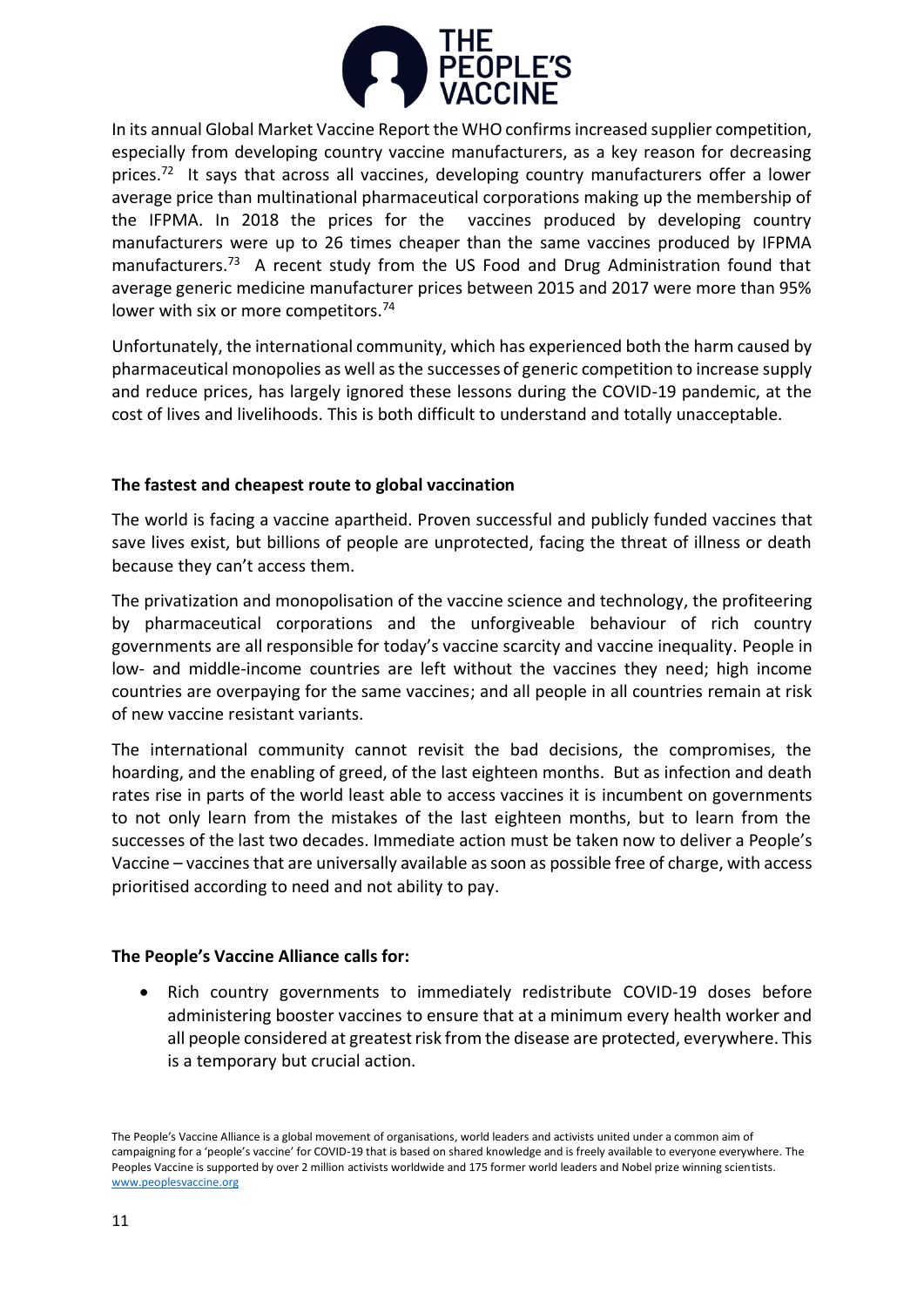In its annual Global Market Vaccine Report the WHO confirms increased supplier competition, especially from developing country vaccine manufacturers, as a key reason for decreasing prices.[72] It says that across all vaccines, developing country manufacturers offer a lower average price than multinational pharmaceutical corporations making up the membership of the IFPMA. In 2018 the prices for the vaccines produced by developing country manufacturers were up to 26 times cheaper than the same vaccines produced by IFPMA manufacturers.[73] A recent study from the US Food and Drug Administration found that average generic medicine manufacturer prices between 2015 and 2017 were more than 95% lower with six or more competitors.[74]

Unfortunately, the international community, which has experienced both the harm caused by pharmaceutical monopolies as well as the successes of generic competition to increase supply and reduce prices, has largely ignored these lessons during the COVID-19 pandemic, at the cost of lives and livelihoods. This is both difficult to understand and totally unacceptable.

**The fastest and cheapest route to global vaccination**

The world is facing a vaccine apartheid. Proven successful and publicly funded vaccines that save lives exist, but billions of people are unprotected, facing the threat of illness or death because they can't access them.

The privatization and monopolisation of the vaccine science and technology, the profiteering by pharmaceutical corporations and the unforgiveable behaviour of rich country governments are all responsible for today's vaccine scarcity and vaccine inequality. People in low- and middle-income countries are left without the vaccines they need; high income countries are overpaying for the same vaccines; and all people in all countries remain at risk of new vaccine resistant variants.

The international community cannot revisit the bad decisions, the compromises, the hoarding, and the enabling of greed, of the last eighteen months. But as infection and death rates rise in parts of the world least able to access vaccines it is incumbent on governments to not only learn from the mistakes of the last eighteen months, but to learn from the successes of the last two decades. Immediate action must be taken now to deliver a People's Vaccine – vaccines that are universally available as soon as possible free of charge, with access prioritised according to need and not ability to pay.

**The People's Vaccine Alliance calls for:**

- Rich country governments to immediately redistribute COVID-19 doses before administering booster vaccines to ensure that at a minimum every health worker and all people considered at greatest risk from the disease are protected, everywhere. This is a temporary but crucial action.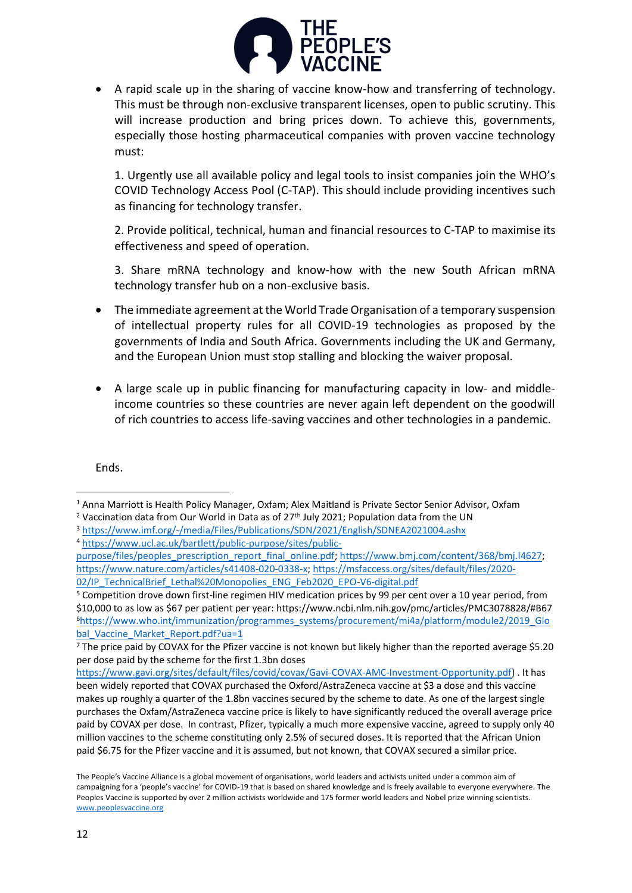- A rapid scale up in the sharing of vaccine know-how and transferring of technology. This must be through non-exclusive transparent licenses, open to public scrutiny. This will increase production and bring prices down. To achieve this, governments, especially those hosting pharmaceutical companies with proven vaccine technology must:

  1. Urgently use all available policy and legal tools to insist companies join the WHO's COVID Technology Access Pool (C-TAP). This should include providing incentives such as financing for technology transfer.

  2. Provide political, technical, human and financial resources to C-TAP to maximise its effectiveness and speed of operation.

  3. Share mRNA technology and know-how with the new South African mRNA technology transfer hub on a non-exclusive basis.

- The immediate agreement at the World Trade Organisation of a temporary suspension of intellectual property rules for all COVID-19 technologies as proposed by the governments of India and South Africa. Governments including the UK and Germany, and the European Union must stop stalling and blocking the waiver proposal.

- A large scale up in public financing for manufacturing capacity in low- and middle-income countries so these countries are never again left dependent on the goodwill of rich countries to access life-saving vaccines and other technologies in a pandemic.

Ends.

---

[1] Anna Marriott is Health Policy Manager, Oxfam; Alex Maitland is Private Sector Senior Advisor, Oxfam

[2] Vaccination data from Our World in Data as of 27th July 2021; Population data from the UN

[3] https://www.imf.org/-/media/Files/Publications/SDN/2021/English/SDNEA2021004.ashx

[4] https://www.ucl.ac.uk/bartlett/public-purpose/sites/public-purpose/files/peoples_prescription_report_final_online.pdf; https://www.bmj.com/content/368/bmj.l4627; https://www.nature.com/articles/s41408-020-0338-x; https://msfaccess.org/sites/default/files/2020-02/IP_TechnicalBrief_Lethal%20Monopolies_ENG_Feb2020_EPO-V6-digital.pdf

[5] Competition drove down first-line regimen HIV medication prices by 99 per cent over a 10 year period, from $10,000 to as low as $67 per patient per year: https://www.ncbi.nlm.nih.gov/pmc/articles/PMC3078828/#B67

[6] https://www.who.int/immunization/programmes_systems/procurement/mi4a/platform/module2/2019_Global_Vaccine_Market_Report.pdf?ua=1

[7] The price paid by COVAX for the Pfizer vaccine is not known but likely higher than the reported average $5.20 per dose paid by the scheme for the first 1.3bn doses https://www.gavi.org/sites/default/files/covid/covax/Gavi-COVAX-AMC-Investment-Opportunity.pdf) . It has been widely reported that COVAX purchased the Oxford/AstraZeneca vaccine at $3 a dose and this vaccine makes up roughly a quarter of the 1.8bn vaccines secured by the scheme to date. As one of the largest single purchases the Oxford/AstraZeneca vaccine price is likely to have significantly reduced the overall average price paid by COVAX per dose. In contrast, Pfizer, typically a much more expensive vaccine, agreed to supply only 40 million vaccines to the scheme constituting only 2.5% of secured doses. It is reported that the African Union paid $6.75 for the Pfizer vaccine and it is assumed, but not known, that COVAX secured a similar price.

The People's Vaccine Alliance is a global movement of organisations, world leaders and activists united under a common aim of campaigning for a 'people's vaccine' for COVID-19 that is based on shared knowledge and is freely available to everyone everywhere. The Peoples Vaccine is supported by over 2 million activists worldwide and 175 former world leaders and Nobel prize winning scientists. www.peoplesvaccine.org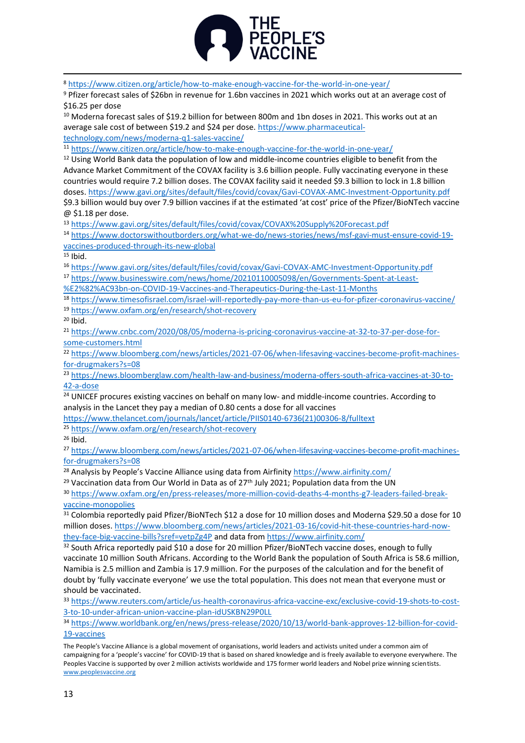[8] https://www.citizen.org/article/how-to-make-enough-vaccine-for-the-world-in-one-year/

[9] Pfizer forecast sales of $26bn in revenue for 1.6bn vaccines in 2021 which works out at an average cost of $16.25 per dose

[10] Moderna forecast sales of $19.2 billion for between 800m and 1bn doses in 2021. This works out at an average sale cost of between $19.2 and $24 per dose. https://www.pharmaceutical-technology.com/news/moderna-q1-sales-vaccine/

[11] https://www.citizen.org/article/how-to-make-enough-vaccine-for-the-world-in-one-year/

[12] Using World Bank data the population of low and middle-income countries eligible to benefit from the Advance Market Commitment of the COVAX facility is 3.6 billion people. Fully vaccinating everyone in these countries would require 7.2 billion doses. The COVAX facility said it needed $9.3 billion to lock in 1.8 billion doses. https://www.gavi.org/sites/default/files/covid/covax/Gavi-COVAX-AMC-Investment-Opportunity.pdf $9.3 billion would buy over 7.9 billion vaccines if at the estimated 'at cost' price of the Pfizer/BioNTech vaccine @ $1.18 per dose.

[13] https://www.gavi.org/sites/default/files/covid/covax/COVAX%20Supply%20Forecast.pdf

[14] https://www.doctorswithoutborders.org/what-we-do/news-stories/news/msf-gavi-must-ensure-covid-19-vaccines-produced-through-its-new-global

[15] Ibid.

[16] https://www.gavi.org/sites/default/files/covid/covax/Gavi-COVAX-AMC-Investment-Opportunity.pdf

[17] https://www.businesswire.com/news/home/20210110005098/en/Governments-Spent-at-Least-%E2%82%AC93bn-on-COVID-19-Vaccines-and-Therapeutics-During-the-Last-11-Months

[18] https://www.timesofisrael.com/israel-will-reportedly-pay-more-than-us-eu-for-pfizer-coronavirus-vaccine/

[19] https://www.oxfam.org/en/research/shot-recovery

[20] Ibid.

[21] https://www.cnbc.com/2020/08/05/moderna-is-pricing-coronavirus-vaccine-at-32-to-37-per-dose-for-some-customers.html

[22] https://www.bloomberg.com/news/articles/2021-07-06/when-lifesaving-vaccines-become-profit-machines-for-drugmakers?s=08

[23] https://news.bloomberglaw.com/health-law-and-business/moderna-offers-south-africa-vaccines-at-30-to-42-a-dose

[24] UNICEF procures existing vaccines on behalf on many low- and middle-income countries. According to analysis in the Lancet they pay a median of 0.80 cents a dose for all vaccines https://www.thelancet.com/journals/lancet/article/PIIS0140-6736(21)00306-8/fulltext

[25] https://www.oxfam.org/en/research/shot-recovery

[26] Ibid.

[27] https://www.bloomberg.com/news/articles/2021-07-06/when-lifesaving-vaccines-become-profit-machines-for-drugmakers?s=08

[28] Analysis by People's Vaccine Alliance using data from Airfinity https://www.airfinity.com/

[29] Vaccination data from Our World in Data as of 27th July 2021; Population data from the UN

[30] https://www.oxfam.org/en/press-releases/more-million-covid-deaths-4-months-g7-leaders-failed-break-vaccine-monopolies

[31] Colombia reportedly paid Pfizer/BioNTech $12 a dose for 10 million doses and Moderna $29.50 a dose for 10 million doses. https://www.bloomberg.com/news/articles/2021-03-16/covid-hit-these-countries-hard-now-they-face-big-vaccine-bills?sref=vetpZg4P and data from https://www.airfinity.com/

[32] South Africa reportedly paid $10 a dose for 20 million Pfizer/BioNTech vaccine doses, enough to fully vaccinate 10 million South Africans. According to the World Bank the population of South Africa is 58.6 million, Namibia is 2.5 million and Zambia is 17.9 million. For the purposes of the calculation and for the benefit of doubt by 'fully vaccinate everyone' we use the total population. This does not mean that everyone must or should be vaccinated.

[33] https://www.reuters.com/article/us-health-coronavirus-africa-vaccine-exc/exclusive-covid-19-shots-to-cost-3-to-10-under-african-union-vaccine-plan-idUSKBN29P0LL

[34] https://www.worldbank.org/en/news/press-release/2020/10/13/world-bank-approves-12-billion-for-covid-19-vaccines

The People's Vaccine Alliance is a global movement of organisations, world leaders and activists united under a common aim of campaigning for a 'people's vaccine' for COVID-19 that is based on shared knowledge and is freely available to everyone everywhere. The Peoples Vaccine is supported by over 2 million activists worldwide and 175 former world leaders and Nobel prize winning scientists. www.peoplesvaccine.org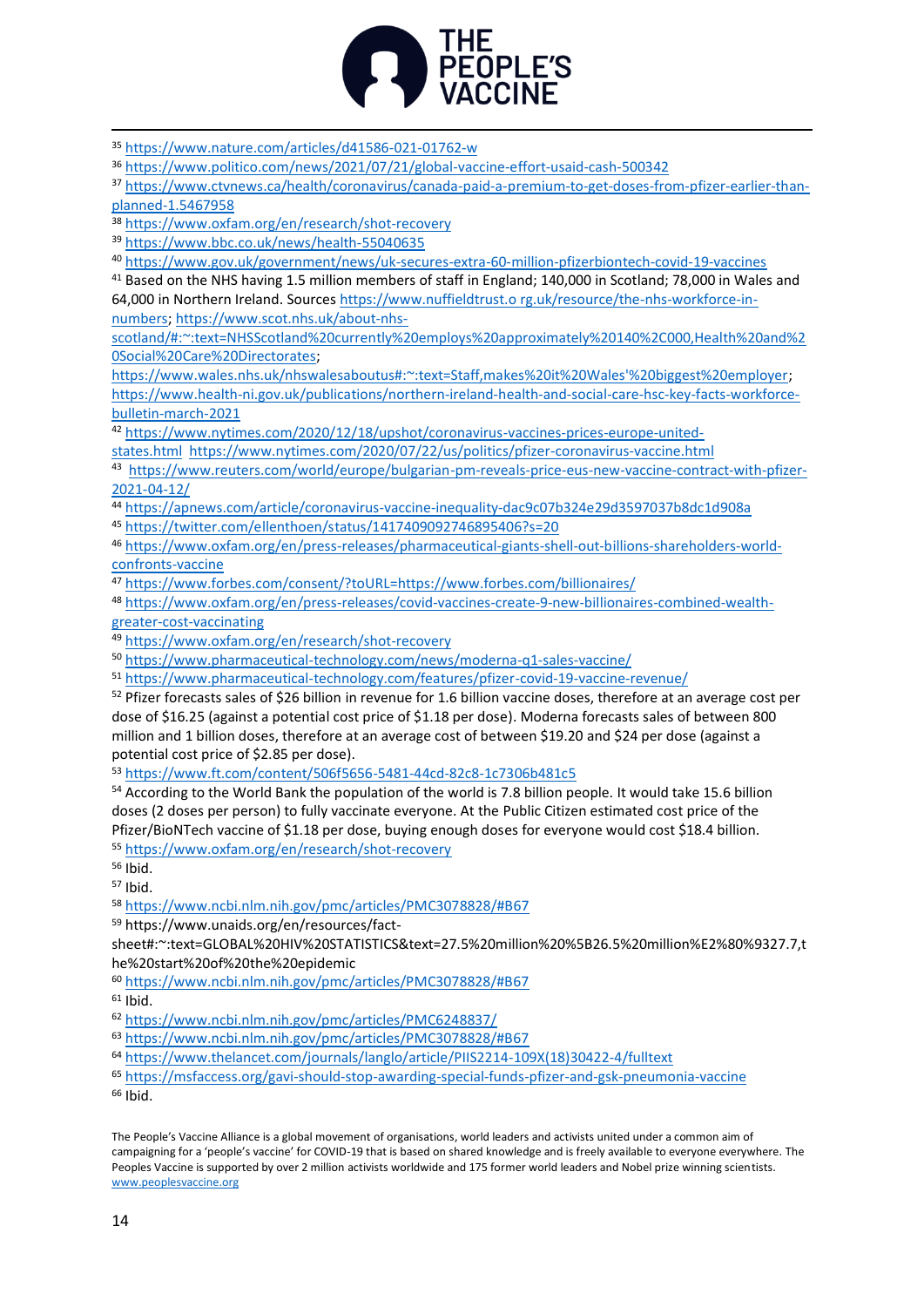[35] https://www.nature.com/articles/d41586-021-01762-w

[36] https://www.politico.com/news/2021/07/21/global-vaccine-effort-usaid-cash-500342

[37] https://www.ctvnews.ca/health/coronavirus/canada-paid-a-premium-to-get-doses-from-pfizer-earlier-than-planned-1.5467958

[38] https://www.oxfam.org/en/research/shot-recovery

[39] https://www.bbc.co.uk/news/health-55040635

[40] https://www.gov.uk/government/news/uk-secures-extra-60-million-pfizerbiontech-covid-19-vaccines

[41] Based on the NHS having 1.5 million members of staff in England; 140,000 in Scotland; 78,000 in Wales and 64,000 in Northern Ireland. Sources https://www.nuffieldtrust.o rg.uk/resource/the-nhs-workforce-in-numbers; https://www.scot.nhs.uk/about-nhs-scotland/#:~:text=NHSScotland%20currently%20employs%20approximately%20140%2C000,Health%20and%20Social%20Care%20Directorates; https://www.wales.nhs.uk/nhswalesaboutus#:~:text=Staff,makes%20it%20Wales'%20biggest%20employer; https://www.health-ni.gov.uk/publications/northern-ireland-health-and-social-care-hsc-key-facts-workforce-bulletin-march-2021

[42] https://www.nytimes.com/2020/12/18/upshot/coronavirus-vaccines-prices-europe-united-states.html https://www.nytimes.com/2020/07/22/us/politics/pfizer-coronavirus-vaccine.html

[43] https://www.reuters.com/world/europe/bulgarian-pm-reveals-price-eus-new-vaccine-contract-with-pfizer-2021-04-12/

[44] https://apnews.com/article/coronavirus-vaccine-inequality-dac9c07b324e29d3597037b8dc1d908a

[45] https://twitter.com/ellenthoen/status/1417409092746895406?s=20

[46] https://www.oxfam.org/en/press-releases/pharmaceutical-giants-shell-out-billions-shareholders-world-confronts-vaccine

[47] https://www.forbes.com/consent/?toURL=https://www.forbes.com/billionaires/

[48] https://www.oxfam.org/en/press-releases/covid-vaccines-create-9-new-billionaires-combined-wealth-greater-cost-vaccinating

[49] https://www.oxfam.org/en/research/shot-recovery

[50] https://www.pharmaceutical-technology.com/news/moderna-q1-sales-vaccine/

[51] https://www.pharmaceutical-technology.com/features/pfizer-covid-19-vaccine-revenue/

[52] Pfizer forecasts sales of $26 billion in revenue for 1.6 billion vaccine doses, therefore at an average cost per dose of $16.25 (against a potential cost price of $1.18 per dose). Moderna forecasts sales of between 800 million and 1 billion doses, therefore at an average cost of between $19.20 and $24 per dose (against a potential cost price of $2.85 per dose).

[53] https://www.ft.com/content/506f5656-5481-44cd-82c8-1c7306b481c5

[54] According to the World Bank the population of the world is 7.8 billion people. It would take 15.6 billion doses (2 doses per person) to fully vaccinate everyone. At the Public Citizen estimated cost price of the Pfizer/BioNTech vaccine of $1.18 per dose, buying enough doses for everyone would cost $18.4 billion.

[55] https://www.oxfam.org/en/research/shot-recovery

[56] Ibid.

[57] Ibid.

[58] https://www.ncbi.nlm.nih.gov/pmc/articles/PMC3078828/#B67

[59] https://www.unaids.org/en/resources/fact-sheet#:~:text=GLOBAL%20HIV%20STATISTICS&text=27.5%20million%20%5B26.5%20million%E2%80%9327.7,the%20start%20of%20the%20epidemic

[60] https://www.ncbi.nlm.nih.gov/pmc/articles/PMC3078828/#B67

[61] Ibid.

[62] https://www.ncbi.nlm.nih.gov/pmc/articles/PMC6248837/

[63] https://www.ncbi.nlm.nih.gov/pmc/articles/PMC3078828/#B67

[64] https://www.thelancet.com/journals/langlo/article/PIIS2214-109X(18)30422-4/fulltext

[65] https://msfaccess.org/gavi-should-stop-awarding-special-funds-pfizer-and-gsk-pneumonia-vaccine

[66] Ibid.

The People's Vaccine Alliance is a global movement of organisations, world leaders and activists united under a common aim of campaigning for a 'people's vaccine' for COVID-19 that is based on shared knowledge and is freely available to everyone everywhere. The Peoples Vaccine is supported by over 2 million activists worldwide and 175 former world leaders and Nobel prize winning scientists.
www.peoplesvaccine.org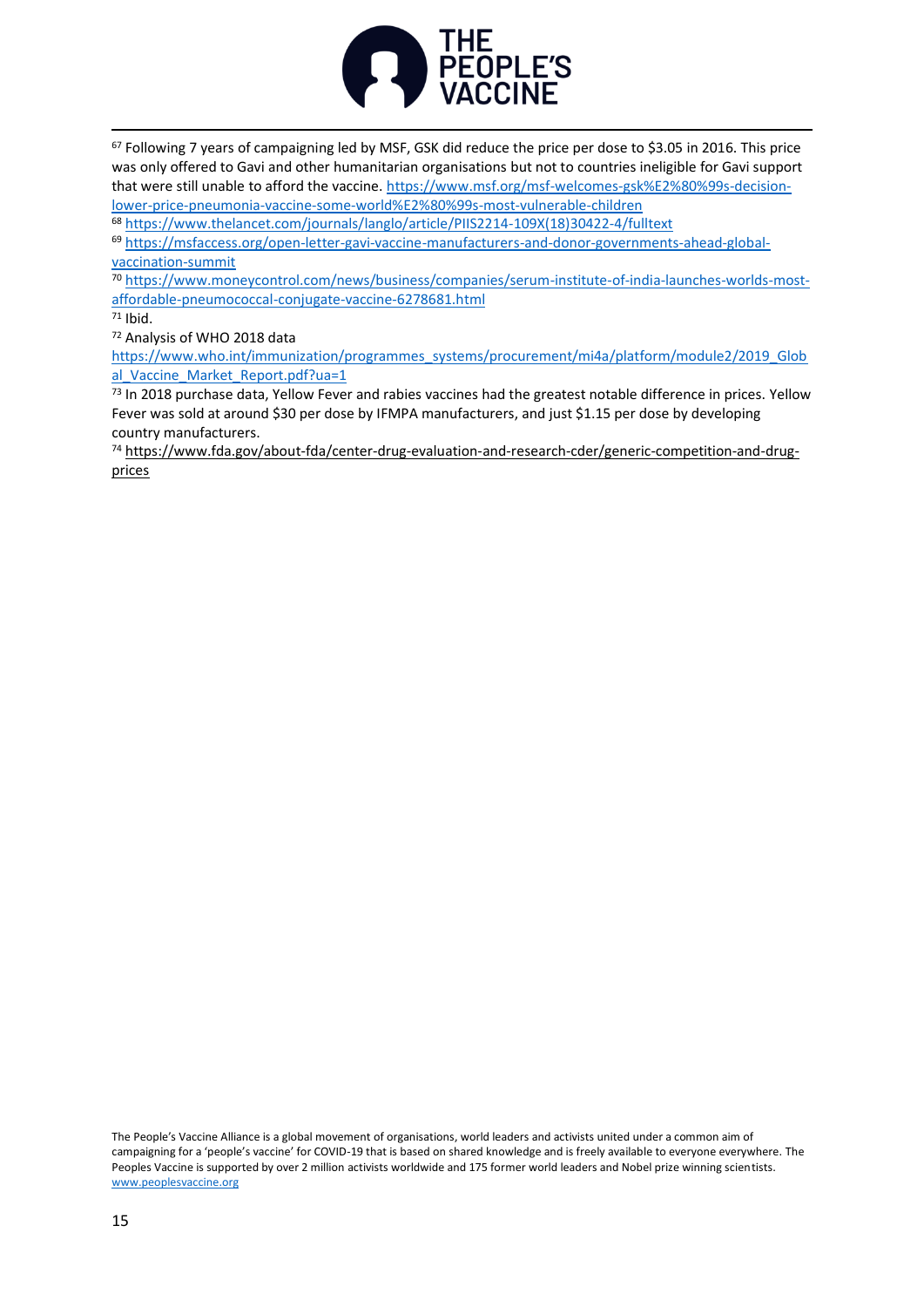[67] Following 7 years of campaigning led by MSF, GSK did reduce the price per dose to $3.05 in 2016. This price was only offered to Gavi and other humanitarian organisations but not to countries ineligible for Gavi support that were still unable to afford the vaccine. https://www.msf.org/msf-welcomes-gsk%E2%80%99s-decision-lower-price-pneumonia-vaccine-some-world%E2%80%99s-most-vulnerable-children

[68] https://www.thelancet.com/journals/langlo/article/PIIS2214-109X(18)30422-4/fulltext

[69] https://msfaccess.org/open-letter-gavi-vaccine-manufacturers-and-donor-governments-ahead-global-vaccination-summit

[70] https://www.moneycontrol.com/news/business/companies/serum-institute-of-india-launches-worlds-most-affordable-pneumococcal-conjugate-vaccine-6278681.html

[71] Ibid.

[72] Analysis of WHO 2018 data https://www.who.int/immunization/programmes_systems/procurement/mi4a/platform/module2/2019_Global_Vaccine_Market_Report.pdf?ua=1

[73] In 2018 purchase data, Yellow Fever and rabies vaccines had the greatest notable difference in prices. Yellow Fever was sold at around $30 per dose by IFMPA manufacturers, and just $1.15 per dose by developing country manufacturers.

[74] https://www.fda.gov/about-fda/center-drug-evaluation-and-research-cder/generic-competition-and-drug-prices

The People's Vaccine Alliance is a global movement of organisations, world leaders and activists united under a common aim of campaigning for a 'people's vaccine' for COVID-19 that is based on shared knowledge and is freely available to everyone everywhere. The Peoples Vaccine is supported by over 2 million activists worldwide and 175 former world leaders and Nobel prize winning scientists. www.peoplesvaccine.org